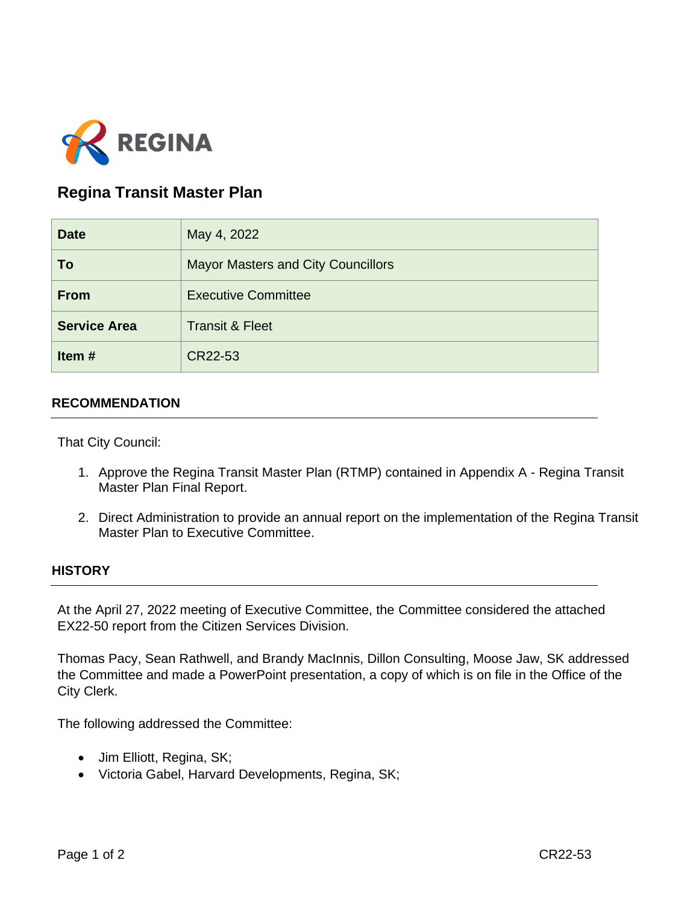REGINA

# Regina Transit Master Plan

| Date | May 4, 2022 |
|---|---|
| To | Mayor Masters and City Councillors |
| From | Executive Committee |
| Service Area | Transit & Fleet |
| Item # | CR22-53 |

## RECOMMENDATION

That City Council:

1. Approve the Regina Transit Master Plan (RTMP) contained in Appendix A - Regina Transit Master Plan Final Report.

2. Direct Administration to provide an annual report on the implementation of the Regina Transit Master Plan to Executive Committee.

## HISTORY

At the April 27, 2022 meeting of Executive Committee, the Committee considered the attached EX22-50 report from the Citizen Services Division.

Thomas Pacy, Sean Rathwell, and Brandy MacInnis, Dillon Consulting, Moose Jaw, SK addressed the Committee and made a PowerPoint presentation, a copy of which is on file in the Office of the City Clerk.

The following addressed the Committee:

- Jim Elliott, Regina, SK;
- Victoria Gabel, Harvard Developments, Regina, SK;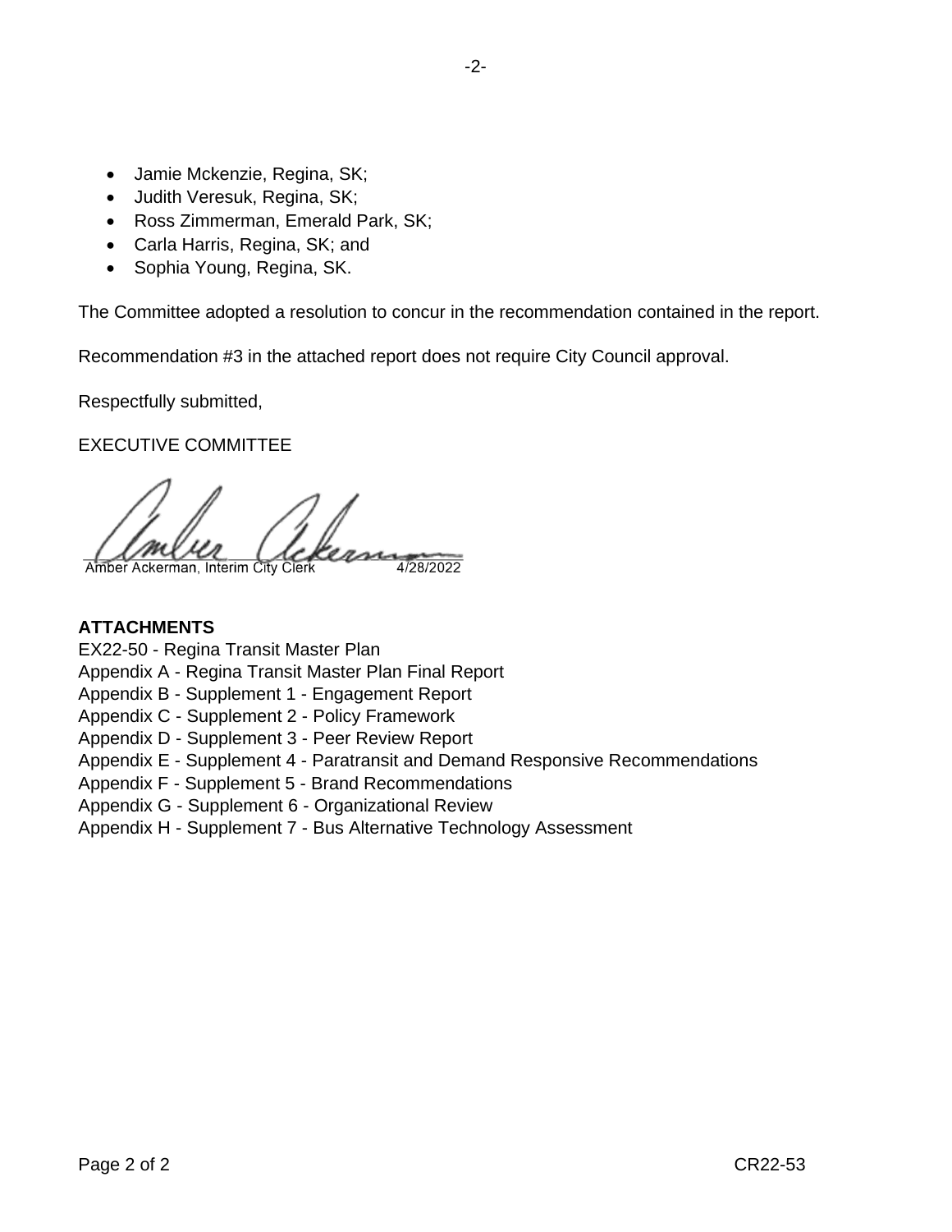- Jamie Mckenzie, Regina, SK;
- Judith Veresuk, Regina, SK;
- Ross Zimmerman, Emerald Park, SK;
- Carla Harris, Regina, SK; and
- Sophia Young, Regina, SK.

The Committee adopted a resolution to concur in the recommendation contained in the report.

Recommendation #3 in the attached report does not require City Council approval.

Respectfully submitted,

EXECUTIVE COMMITTEE

Amber Ackerman, Interim City Clerk 4/28/2022

**ATTACHMENTS**

EX22-50 - Regina Transit Master Plan
Appendix A - Regina Transit Master Plan Final Report
Appendix B - Supplement 1 - Engagement Report
Appendix C - Supplement 2 - Policy Framework
Appendix D - Supplement 3 - Peer Review Report
Appendix E - Supplement 4 - Paratransit and Demand Responsive Recommendations
Appendix F - Supplement 5 - Brand Recommendations
Appendix G - Supplement 6 - Organizational Review
Appendix H - Supplement 7 - Bus Alternative Technology Assessment